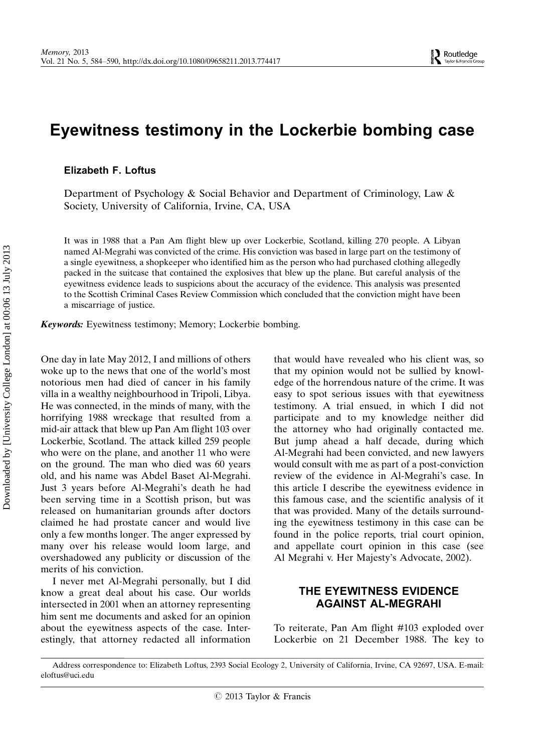# Eyewitness testimony in the Lockerbie bombing case

**Elizabeth F. Loftus**

Department of Psychology & Social Behavior and Department of Criminology, Law & Society, University of California, Irvine, CA, USA

It was in 1988 that a Pan Am flight blew up over Lockerbie, Scotland, killing 270 people. A Libyan named Al-Megrahi was convicted of the crime. His conviction was based in large part on the testimony of a single eyewitness, a shopkeeper who identified him as the person who had purchased clothing allegedly packed in the suitcase that contained the explosives that blew up the plane. But careful analysis of the eyewitness evidence leads to suspicions about the accuracy of the evidence. This analysis was presented to the Scottish Criminal Cases Review Commission which concluded that the conviction might have been a miscarriage of justice.

***Keywords:*** Eyewitness testimony; Memory; Lockerbie bombing.

One day in late May 2012, I and millions of others woke up to the news that one of the world's most notorious men had died of cancer in his family villa in a wealthy neighbourhood in Tripoli, Libya. He was connected, in the minds of many, with the horrifying 1988 wreckage that resulted from a mid-air attack that blew up Pan Am flight 103 over Lockerbie, Scotland. The attack killed 259 people who were on the plane, and another 11 who were on the ground. The man who died was 60 years old, and his name was Abdel Baset Al-Megrahi. Just 3 years before Al-Megrahi's death he had been serving time in a Scottish prison, but was released on humanitarian grounds after doctors claimed he had prostate cancer and would live only a few months longer. The anger expressed by many over his release would loom large, and overshadowed any publicity or discussion of the merits of his conviction.

I never met Al-Megrahi personally, but I did know a great deal about his case. Our worlds intersected in 2001 when an attorney representing him sent me documents and asked for an opinion about the eyewitness aspects of the case. Interestingly, that attorney redacted all information that would have revealed who his client was, so that my opinion would not be sullied by knowledge of the horrendous nature of the crime. It was easy to spot serious issues with that eyewitness testimony. A trial ensued, in which I did not participate and to my knowledge neither did the attorney who had originally contacted me. But jump ahead a half decade, during which Al-Megrahi had been convicted, and new lawyers would consult with me as part of a post-conviction review of the evidence in Al-Megrahi's case. In this article I describe the eyewitness evidence in this famous case, and the scientific analysis of it that was provided. Many of the details surrounding the eyewitness testimony in this case can be found in the police reports, trial court opinion, and appellate court opinion in this case (see Al Megrahi v. Her Majesty's Advocate, 2002).

## THE EYEWITNESS EVIDENCE AGAINST AL-MEGRAHI

To reiterate, Pan Am flight #103 exploded over Lockerbie on 21 December 1988. The key to

Address correspondence to: Elizabeth Loftus, 2393 Social Ecology 2, University of California, Irvine, CA 92697, USA. E-mail: eloftus@uci.edu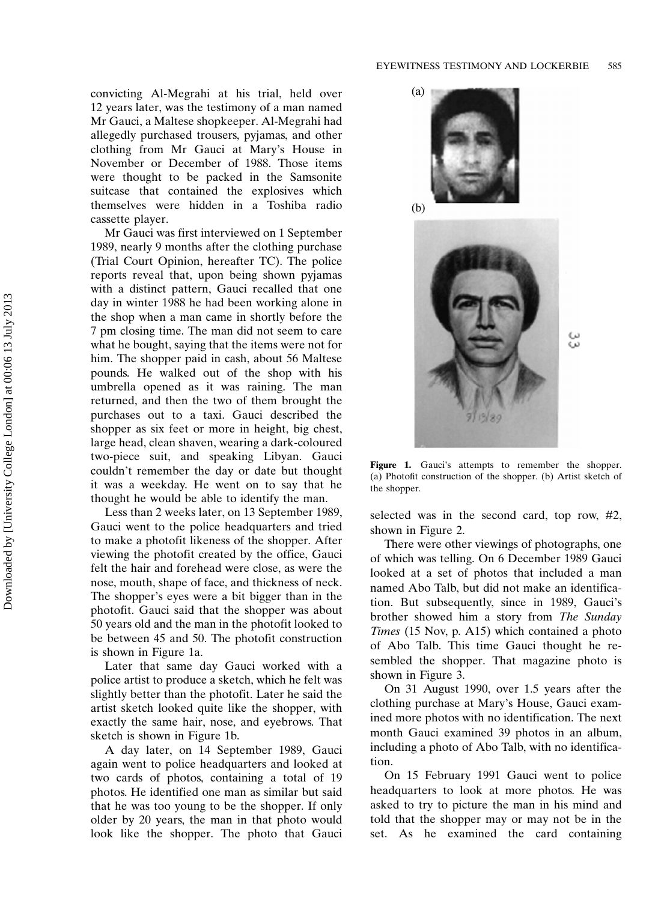convicting Al-Megrahi at his trial, held over 12 years later, was the testimony of a man named Mr Gauci, a Maltese shopkeeper. Al-Megrahi had allegedly purchased trousers, pyjamas, and other clothing from Mr Gauci at Mary's House in November or December of 1988. Those items were thought to be packed in the Samsonite suitcase that contained the explosives which themselves were hidden in a Toshiba radio cassette player.

Mr Gauci was first interviewed on 1 September 1989, nearly 9 months after the clothing purchase (Trial Court Opinion, hereafter TC). The police reports reveal that, upon being shown pyjamas with a distinct pattern, Gauci recalled that one day in winter 1988 he had been working alone in the shop when a man came in shortly before the 7 pm closing time. The man did not seem to care what he bought, saying that the items were not for him. The shopper paid in cash, about 56 Maltese pounds. He walked out of the shop with his umbrella opened as it was raining. The man returned, and then the two of them brought the purchases out to a taxi. Gauci described the shopper as six feet or more in height, big chest, large head, clean shaven, wearing a dark-coloured two-piece suit, and speaking Libyan. Gauci couldn't remember the day or date but thought it was a weekday. He went on to say that he thought he would be able to identify the man.

Less than 2 weeks later, on 13 September 1989, Gauci went to the police headquarters and tried to make a photofit likeness of the shopper. After viewing the photofit created by the office, Gauci felt the hair and forehead were close, as were the nose, mouth, shape of face, and thickness of neck. The shopper's eyes were a bit bigger than in the photofit. Gauci said that the shopper was about 50 years old and the man in the photofit looked to be between 45 and 50. The photofit construction is shown in Figure 1a.

Later that same day Gauci worked with a police artist to produce a sketch, which he felt was slightly better than the photofit. Later he said the artist sketch looked quite like the shopper, with exactly the same hair, nose, and eyebrows. That sketch is shown in Figure 1b.

A day later, on 14 September 1989, Gauci again went to police headquarters and looked at two cards of photos, containing a total of 19 photos. He identified one man as similar but said that he was too young to be the shopper. If only older by 20 years, the man in that photo would look like the shopper. The photo that Gauci selected was in the second card, top row, #2, shown in Figure 2.

**Figure 1.** Gauci's attempts to remember the shopper. (a) Photofit construction of the shopper. (b) Artist sketch of the shopper.

There were other viewings of photographs, one of which was telling. On 6 December 1989 Gauci looked at a set of photos that included a man named Abo Talb, but did not make an identification. But subsequently, since in 1989, Gauci's brother showed him a story from *The Sunday Times* (15 Nov, p. A15) which contained a photo of Abo Talb. This time Gauci thought he resembled the shopper. That magazine photo is shown in Figure 3.

On 31 August 1990, over 1.5 years after the clothing purchase at Mary's House, Gauci examined more photos with no identification. The next month Gauci examined 39 photos in an album, including a photo of Abo Talb, with no identification.

On 15 February 1991 Gauci went to police headquarters to look at more photos. He was asked to try to picture the man in his mind and told that the shopper may or may not be in the set. As he examined the card containing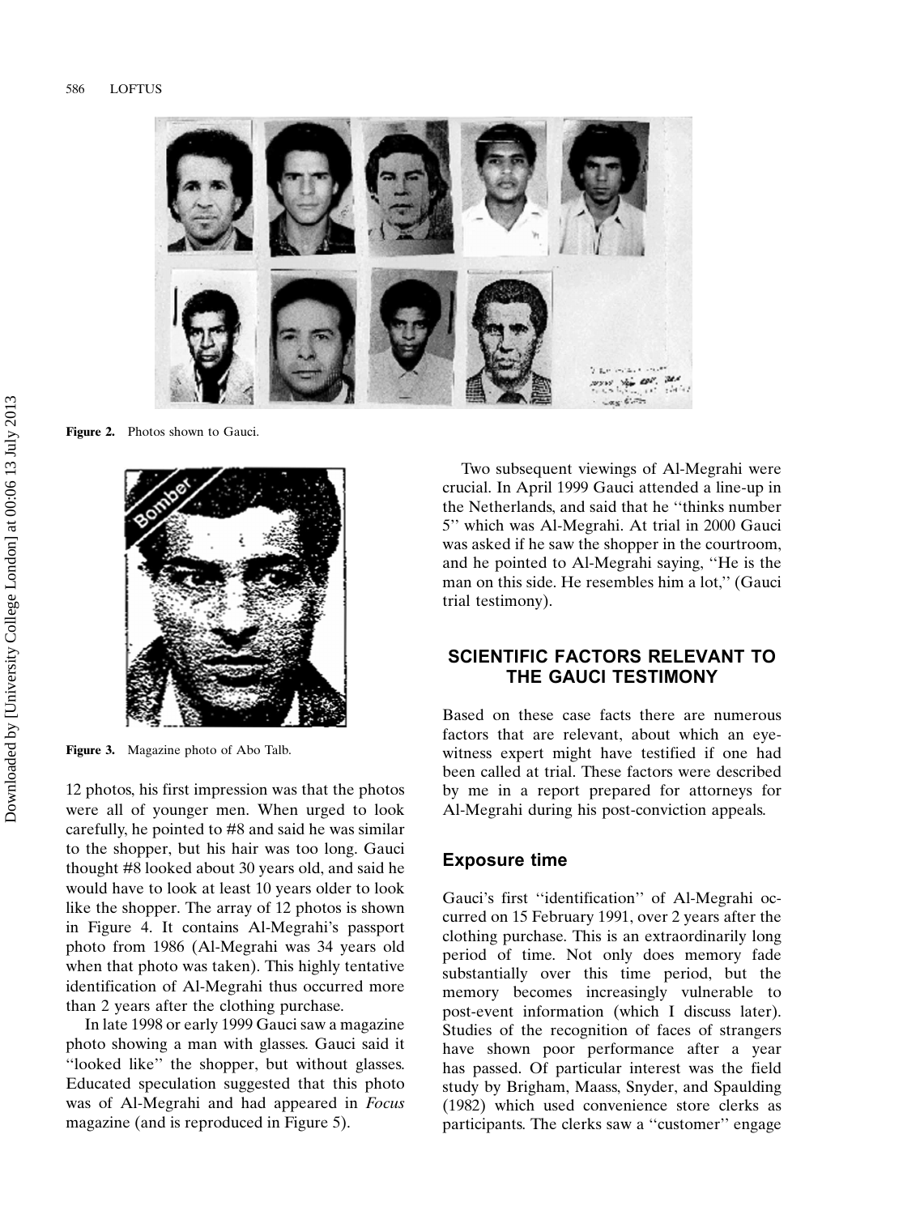Figure 2. Photos shown to Gauci.

Figure 3. Magazine photo of Abo Talb.

12 photos, his first impression was that the photos were all of younger men. When urged to look carefully, he pointed to #8 and said he was similar to the shopper, but his hair was too long. Gauci thought #8 looked about 30 years old, and said he would have to look at least 10 years older to look like the shopper. The array of 12 photos is shown in Figure 4. It contains Al-Megrahi's passport photo from 1986 (Al-Megrahi was 34 years old when that photo was taken). This highly tentative identification of Al-Megrahi thus occurred more than 2 years after the clothing purchase.

In late 1998 or early 1999 Gauci saw a magazine photo showing a man with glasses. Gauci said it ''looked like'' the shopper, but without glasses. Educated speculation suggested that this photo was of Al-Megrahi and had appeared in *Focus* magazine (and is reproduced in Figure 5).

Two subsequent viewings of Al-Megrahi were crucial. In April 1999 Gauci attended a line-up in the Netherlands, and said that he ''thinks number 5'' which was Al-Megrahi. At trial in 2000 Gauci was asked if he saw the shopper in the courtroom, and he pointed to Al-Megrahi saying, ''He is the man on this side. He resembles him a lot,'' (Gauci trial testimony).

## SCIENTIFIC FACTORS RELEVANT TO THE GAUCI TESTIMONY

Based on these case facts there are numerous factors that are relevant, about which an eyewitness expert might have testified if one had been called at trial. These factors were described by me in a report prepared for attorneys for Al-Megrahi during his post-conviction appeals.

### Exposure time

Gauci's first ''identification'' of Al-Megrahi occurred on 15 February 1991, over 2 years after the clothing purchase. This is an extraordinarily long period of time. Not only does memory fade substantially over this time period, but the memory becomes increasingly vulnerable to post-event information (which I discuss later). Studies of the recognition of faces of strangers have shown poor performance after a year has passed. Of particular interest was the field study by Brigham, Maass, Snyder, and Spaulding (1982) which used convenience store clerks as participants. The clerks saw a ''customer'' engage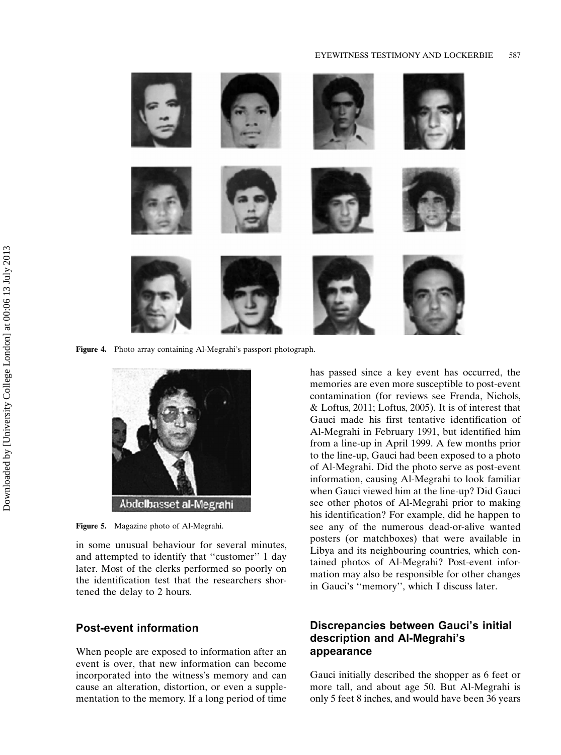Figure 4. Photo array containing Al-Megrahi's passport photograph.

Figure 5. Magazine photo of Al-Megrahi.

in some unusual behaviour for several minutes, and attempted to identify that ''customer'' 1 day later. Most of the clerks performed so poorly on the identification test that the researchers shortened the delay to 2 hours.

## Post-event information

When people are exposed to information after an event is over, that new information can become incorporated into the witness's memory and can cause an alteration, distortion, or even a supplementation to the memory. If a long period of time has passed since a key event has occurred, the memories are even more susceptible to post-event contamination (for reviews see Frenda, Nichols, & Loftus, 2011; Loftus, 2005). It is of interest that Gauci made his first tentative identification of Al-Megrahi in February 1991, but identified him from a line-up in April 1999. A few months prior to the line-up, Gauci had been exposed to a photo of Al-Megrahi. Did the photo serve as post-event information, causing Al-Megrahi to look familiar when Gauci viewed him at the line-up? Did Gauci see other photos of Al-Megrahi prior to making his identification? For example, did he happen to see any of the numerous dead-or-alive wanted posters (or matchboxes) that were available in Libya and its neighbouring countries, which contained photos of Al-Megrahi? Post-event information may also be responsible for other changes in Gauci's ''memory'', which I discuss later.

## Discrepancies between Gauci's initial description and Al-Megrahi's appearance

Gauci initially described the shopper as 6 feet or more tall, and about age 50. But Al-Megrahi is only 5 feet 8 inches, and would have been 36 years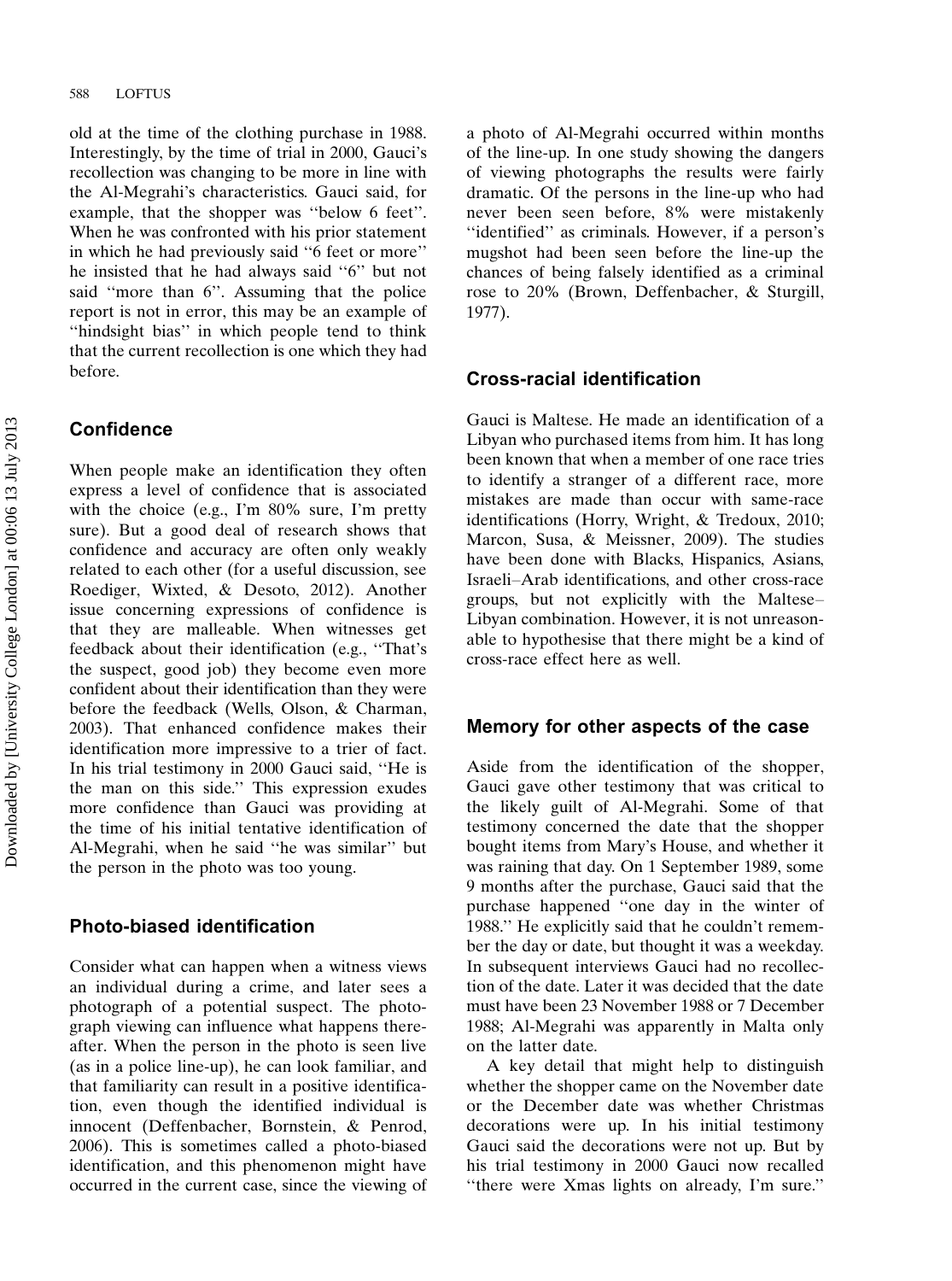old at the time of the clothing purchase in 1988. Interestingly, by the time of trial in 2000, Gauci's recollection was changing to be more in line with the Al-Megrahi's characteristics. Gauci said, for example, that the shopper was "below 6 feet". When he was confronted with his prior statement in which he had previously said "6 feet or more" he insisted that he had always said "6" but not said "more than 6". Assuming that the police report is not in error, this may be an example of "hindsight bias" in which people tend to think that the current recollection is one which they had before.

## Confidence

When people make an identification they often express a level of confidence that is associated with the choice (e.g., I'm 80% sure, I'm pretty sure). But a good deal of research shows that confidence and accuracy are often only weakly related to each other (for a useful discussion, see Roediger, Wixted, & Desoto, 2012). Another issue concerning expressions of confidence is that they are malleable. When witnesses get feedback about their identification (e.g., "That's the suspect, good job) they become even more confident about their identification than they were before the feedback (Wells, Olson, & Charman, 2003). That enhanced confidence makes their identification more impressive to a trier of fact. In his trial testimony in 2000 Gauci said, "He is the man on this side." This expression exudes more confidence than Gauci was providing at the time of his initial tentative identification of Al-Megrahi, when he said "he was similar" but the person in the photo was too young.

## Photo-biased identification

Consider what can happen when a witness views an individual during a crime, and later sees a photograph of a potential suspect. The photograph viewing can influence what happens thereafter. When the person in the photo is seen live (as in a police line-up), he can look familiar, and that familiarity can result in a positive identification, even though the identified individual is innocent (Deffenbacher, Bornstein, & Penrod, 2006). This is sometimes called a photo-biased identification, and this phenomenon might have occurred in the current case, since the viewing of a photo of Al-Megrahi occurred within months of the line-up. In one study showing the dangers of viewing photographs the results were fairly dramatic. Of the persons in the line-up who had never been seen before, 8% were mistakenly "identified" as criminals. However, if a person's mugshot had been seen before the line-up the chances of being falsely identified as a criminal rose to 20% (Brown, Deffenbacher, & Sturgill, 1977).

## Cross-racial identification

Gauci is Maltese. He made an identification of a Libyan who purchased items from him. It has long been known that when a member of one race tries to identify a stranger of a different race, more mistakes are made than occur with same-race identifications (Horry, Wright, & Tredoux, 2010; Marcon, Susa, & Meissner, 2009). The studies have been done with Blacks, Hispanics, Asians, Israeli–Arab identifications, and other cross-race groups, but not explicitly with the Maltese–Libyan combination. However, it is not unreasonable to hypothesise that there might be a kind of cross-race effect here as well.

## Memory for other aspects of the case

Aside from the identification of the shopper, Gauci gave other testimony that was critical to the likely guilt of Al-Megrahi. Some of that testimony concerned the date that the shopper bought items from Mary's House, and whether it was raining that day. On 1 September 1989, some 9 months after the purchase, Gauci said that the purchase happened "one day in the winter of 1988." He explicitly said that he couldn't remember the day or date, but thought it was a weekday. In subsequent interviews Gauci had no recollection of the date. Later it was decided that the date must have been 23 November 1988 or 7 December 1988; Al-Megrahi was apparently in Malta only on the latter date.

A key detail that might help to distinguish whether the shopper came on the November date or the December date was whether Christmas decorations were up. In his initial testimony Gauci said the decorations were not up. But by his trial testimony in 2000 Gauci now recalled "there were Xmas lights on already, I'm sure."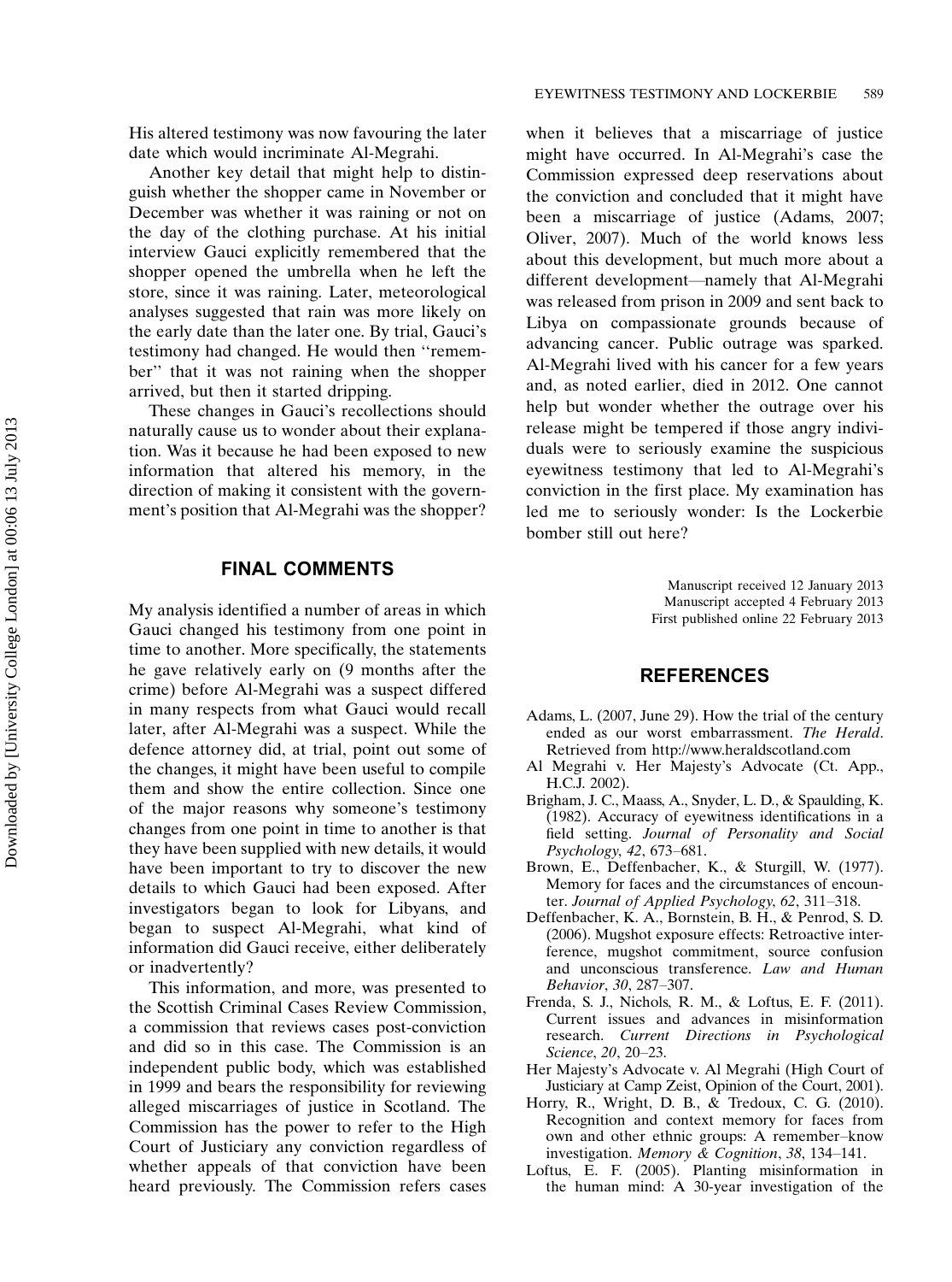His altered testimony was now favouring the later date which would incriminate Al-Megrahi.

Another key detail that might help to distinguish whether the shopper came in November or December was whether it was raining or not on the day of the clothing purchase. At his initial interview Gauci explicitly remembered that the shopper opened the umbrella when he left the store, since it was raining. Later, meteorological analyses suggested that rain was more likely on the early date than the later one. By trial, Gauci's testimony had changed. He would then ''remember'' that it was not raining when the shopper arrived, but then it started dripping.

These changes in Gauci's recollections should naturally cause us to wonder about their explanation. Was it because he had been exposed to new information that altered his memory, in the direction of making it consistent with the government's position that Al-Megrahi was the shopper?

## FINAL COMMENTS

My analysis identified a number of areas in which Gauci changed his testimony from one point in time to another. More specifically, the statements he gave relatively early on (9 months after the crime) before Al-Megrahi was a suspect differed in many respects from what Gauci would recall later, after Al-Megrahi was a suspect. While the defence attorney did, at trial, point out some of the changes, it might have been useful to compile them and show the entire collection. Since one of the major reasons why someone's testimony changes from one point in time to another is that they have been supplied with new details, it would have been important to try to discover the new details to which Gauci had been exposed. After investigators began to look for Libyans, and began to suspect Al-Megrahi, what kind of information did Gauci receive, either deliberately or inadvertently?

This information, and more, was presented to the Scottish Criminal Cases Review Commission, a commission that reviews cases post-conviction and did so in this case. The Commission is an independent public body, which was established in 1999 and bears the responsibility for reviewing alleged miscarriages of justice in Scotland. The Commission has the power to refer to the High Court of Justiciary any conviction regardless of whether appeals of that conviction have been heard previously. The Commission refers cases when it believes that a miscarriage of justice might have occurred. In Al-Megrahi's case the Commission expressed deep reservations about the conviction and concluded that it might have been a miscarriage of justice (Adams, 2007; Oliver, 2007). Much of the world knows less about this development, but much more about a different development—namely that Al-Megrahi was released from prison in 2009 and sent back to Libya on compassionate grounds because of advancing cancer. Public outrage was sparked. Al-Megrahi lived with his cancer for a few years and, as noted earlier, died in 2012. One cannot help but wonder whether the outrage over his release might be tempered if those angry individuals were to seriously examine the suspicious eyewitness testimony that led to Al-Megrahi's conviction in the first place. My examination has led me to seriously wonder: Is the Lockerbie bomber still out here?

Manuscript received 12 January 2013
Manuscript accepted 4 February 2013
First published online 22 February 2013

## REFERENCES

Adams, L. (2007, June 29). How the trial of the century ended as our worst embarrassment. *The Herald*. Retrieved from http://www.heraldscotland.com

Al Megrahi v. Her Majesty's Advocate (Ct. App., H.C.J. 2002).

Brigham, J. C., Maass, A., Snyder, L. D., & Spaulding, K. (1982). Accuracy of eyewitness identifications in a field setting. *Journal of Personality and Social Psychology*, *42*, 673–681.

Brown, E., Deffenbacher, K., & Sturgill, W. (1977). Memory for faces and the circumstances of encounter. *Journal of Applied Psychology*, *62*, 311–318.

Deffenbacher, K. A., Bornstein, B. H., & Penrod, S. D. (2006). Mugshot exposure effects: Retroactive interference, mugshot commitment, source confusion and unconscious transference. *Law and Human Behavior*, *30*, 287–307.

Frenda, S. J., Nichols, R. M., & Loftus, E. F. (2011). Current issues and advances in misinformation research. *Current Directions in Psychological Science*, *20*, 20–23.

Her Majesty's Advocate v. Al Megrahi (High Court of Justiciary at Camp Zeist, Opinion of the Court, 2001).

Horry, R., Wright, D. B., & Tredoux, C. G. (2010). Recognition and context memory for faces from own and other ethnic groups: A remember–know investigation. *Memory & Cognition*, *38*, 134–141.

Loftus, E. F. (2005). Planting misinformation in the human mind: A 30-year investigation of the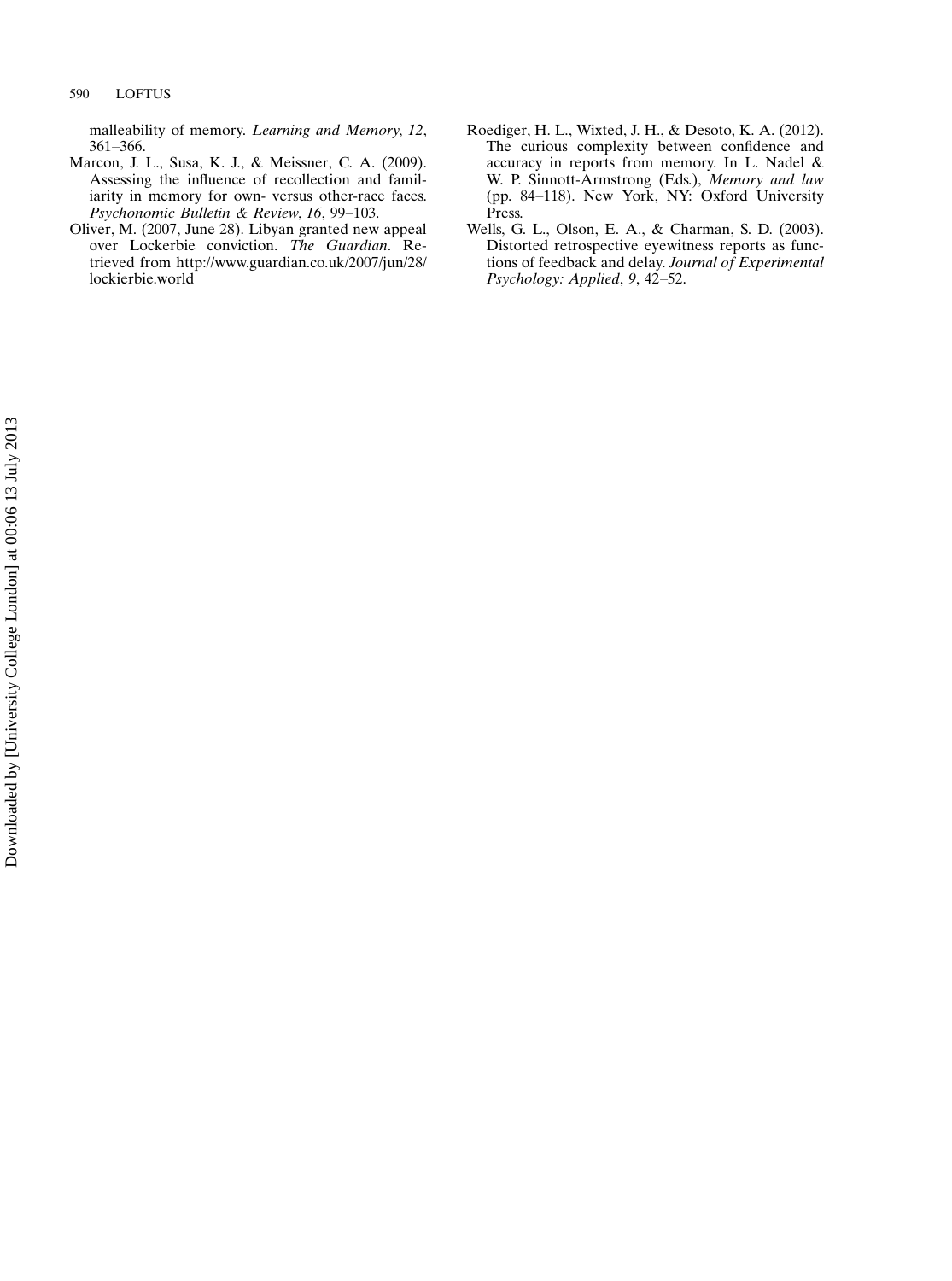malleability of memory. *Learning and Memory*, *12*, 361–366.

Marcon, J. L., Susa, K. J., & Meissner, C. A. (2009). Assessing the influence of recollection and familiarity in memory for own- versus other-race faces. *Psychonomic Bulletin & Review*, *16*, 99–103.

Oliver, M. (2007, June 28). Libyan granted new appeal over Lockerbie conviction. *The Guardian*. Retrieved from http://www.guardian.co.uk/2007/jun/28/lockierbie.world

Roediger, H. L., Wixted, J. H., & Desoto, K. A. (2012). The curious complexity between confidence and accuracy in reports from memory. In L. Nadel & W. P. Sinnott-Armstrong (Eds.), *Memory and law* (pp. 84–118). New York, NY: Oxford University Press.

Wells, G. L., Olson, E. A., & Charman, S. D. (2003). Distorted retrospective eyewitness reports as functions of feedback and delay. *Journal of Experimental Psychology: Applied*, *9*, 42–52.